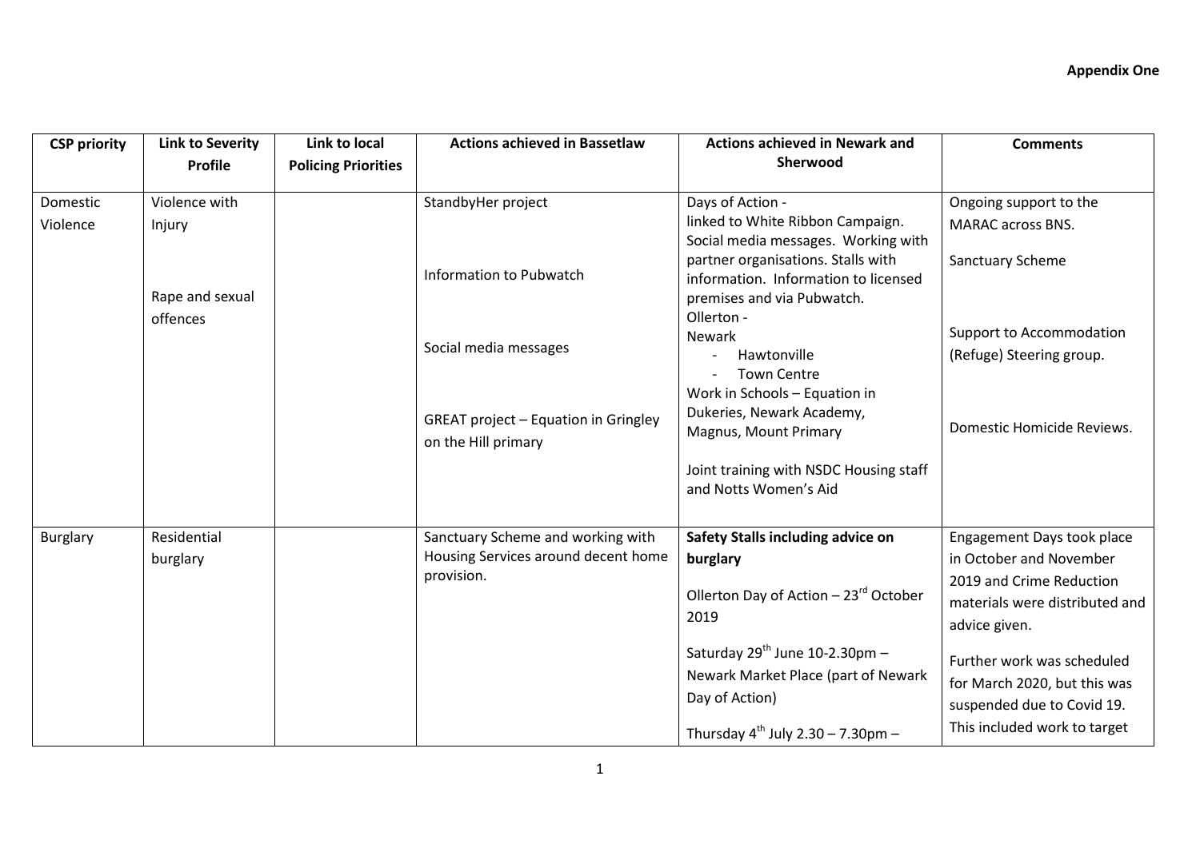**Appendix One**

| CSP priority | Link to Severity Profile | Link to local Policing Priorities | Actions achieved in Bassetlaw | Actions achieved in Newark and Sherwood | Comments |
|---|---|---|---|---|---|
| Domestic Violence | Violence with Injury<br><br>Rape and sexual offences | | StandbyHer project<br><br>Information to Pubwatch<br><br>Social media messages<br><br>GREAT project – Equation in Gringley on the Hill primary | Days of Action - linked to White Ribbon Campaign. Social media messages. Working with partner organisations. Stalls with information. Information to licensed premises and via Pubwatch.<br>Ollerton -<br>Newark<br>- Hawtonville<br>- Town Centre<br>Work in Schools – Equation in Dukeries, Newark Academy, Magnus, Mount Primary<br><br>Joint training with NSDC Housing staff and Notts Women's Aid | Ongoing support to the MARAC across BNS.<br><br>Sanctuary Scheme<br><br>Support to Accommodation (Refuge) Steering group.<br><br>Domestic Homicide Reviews. |
| Burglary | Residential burglary | | Sanctuary Scheme and working with Housing Services around decent home provision. | **Safety Stalls including advice on burglary**<br><br>Ollerton Day of Action – 23rd October 2019<br><br>Saturday 29th June 10-2.30pm – Newark Market Place (part of Newark Day of Action)<br><br>Thursday 4th July 2.30 – 7.30pm – | Engagement Days took place in October and November 2019 and Crime Reduction materials were distributed and advice given.<br><br>Further work was scheduled for March 2020, but this was suspended due to Covid 19. This included work to target |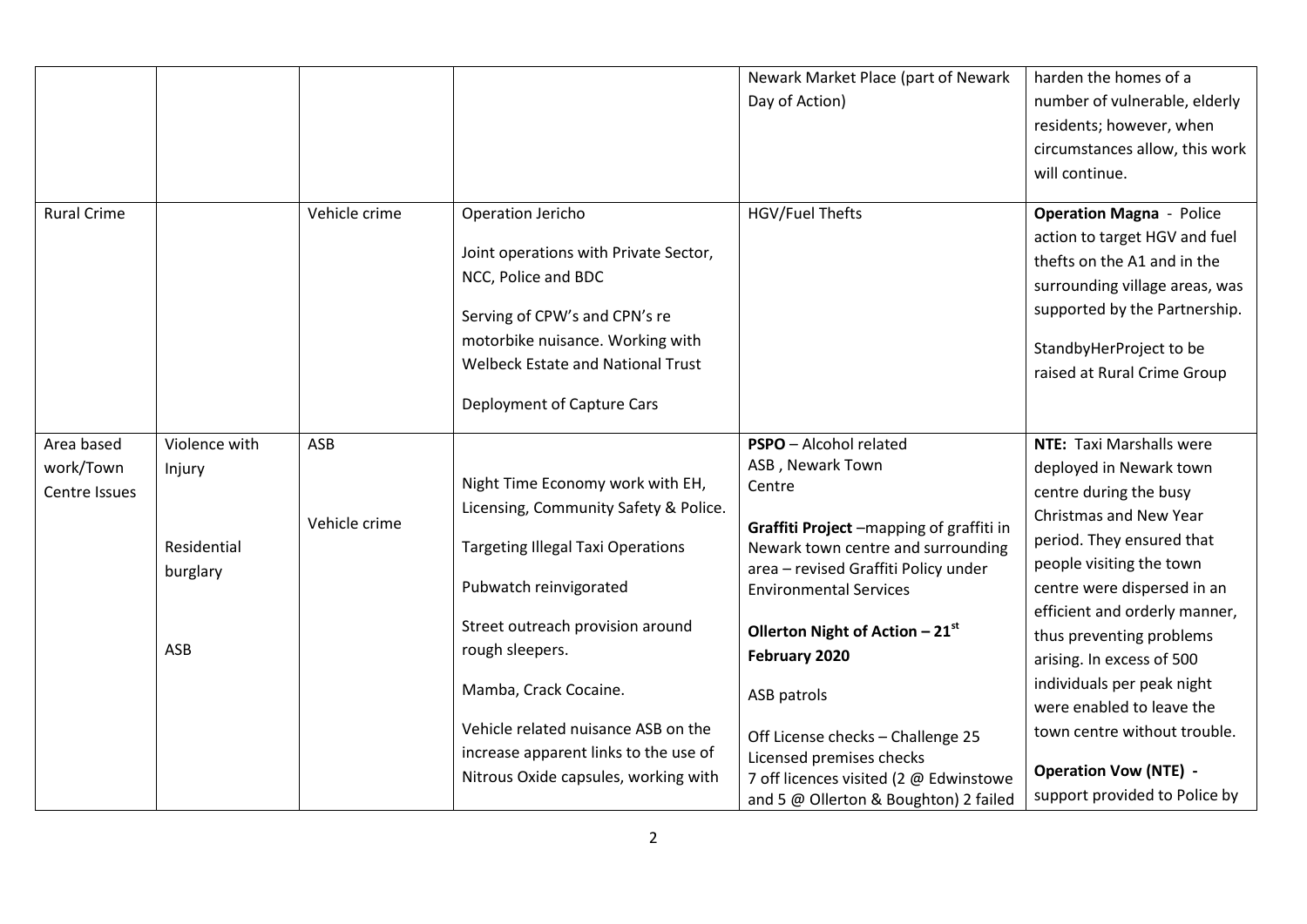| | | | | Newark Market Place (part of Newark Day of Action) | harden the homes of a number of vulnerable, elderly residents; however, when circumstances allow, this work will continue. |
|---|---|---|---|---|---|
| Rural Crime | | Vehicle crime | Operation Jericho<br><br>Joint operations with Private Sector, NCC, Police and BDC<br><br>Serving of CPW's and CPN's re motorbike nuisance. Working with Welbeck Estate and National Trust<br><br>Deployment of Capture Cars | HGV/Fuel Thefts | **Operation Magna** - Police action to target HGV and fuel thefts on the A1 and in the surrounding village areas, was supported by the Partnership.<br><br>StandbyHerProject to be raised at Rural Crime Group |
| Area based work/Town Centre Issues | Violence with Injury<br><br>Residential burglary<br><br>ASB | ASB<br><br>Vehicle crime | Night Time Economy work with EH, Licensing, Community Safety & Police.<br><br>Targeting Illegal Taxi Operations<br><br>Pubwatch reinvigorated<br><br>Street outreach provision around rough sleepers.<br><br>Mamba, Crack Cocaine.<br><br>Vehicle related nuisance ASB on the increase apparent links to the use of Nitrous Oxide capsules, working with | **PSPO** – Alcohol related ASB , Newark Town Centre<br><br>**Graffiti Project** –mapping of graffiti in Newark town centre and surrounding area – revised Graffiti Policy under Environmental Services<br><br>**Ollerton Night of Action – 21st February 2020**<br><br>ASB patrols<br><br>Off License checks – Challenge 25 Licensed premises checks<br>7 off licences visited (2 @ Edwinstowe and 5 @ Ollerton & Boughton) 2 failed | **NTE:** Taxi Marshalls were deployed in Newark town centre during the busy Christmas and New Year period. They ensured that people visiting the town centre were dispersed in an efficient and orderly manner, thus preventing problems arising. In excess of 500 individuals per peak night were enabled to leave the town centre without trouble.<br><br>**Operation Vow (NTE) -** support provided to Police by |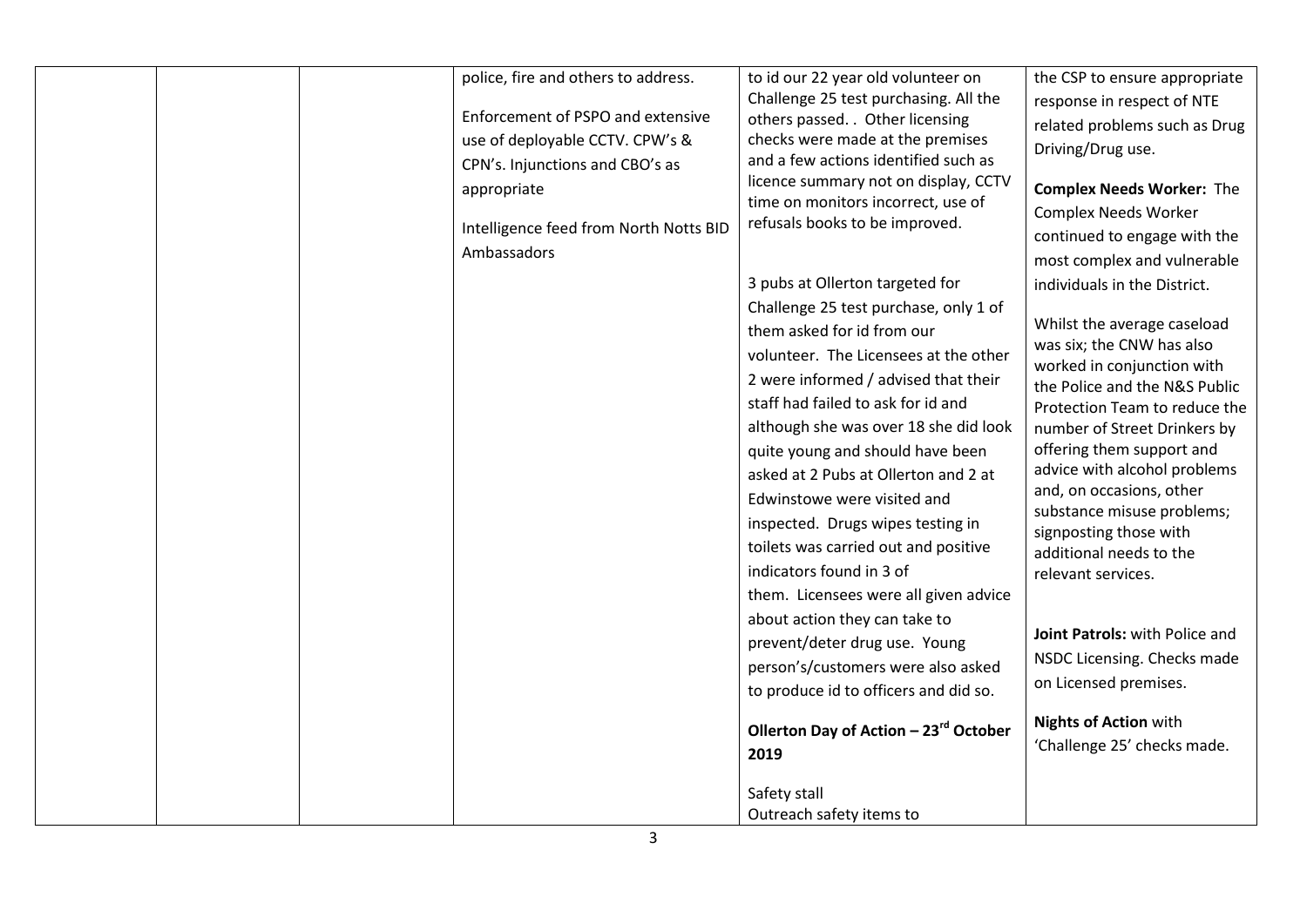| | | | | | |
|---|---|---|---|---|---|
| | | | police, fire and others to address.<br><br>Enforcement of PSPO and extensive use of deployable CCTV. CPW's & CPN's. Injunctions and CBO's as appropriate<br><br>Intelligence feed from North Notts BID Ambassadors | to id our 22 year old volunteer on Challenge 25 test purchasing. All the others passed. . Other licensing checks were made at the premises and a few actions identified such as licence summary not on display, CCTV time on monitors incorrect, use of refusals books to be improved.<br><br>3 pubs at Ollerton targeted for Challenge 25 test purchase, only 1 of them asked for id from our volunteer. The Licensees at the other 2 were informed / advised that their staff had failed to ask for id and although she was over 18 she did look quite young and should have been asked at 2 Pubs at Ollerton and 2 at Edwinstowe were visited and inspected. Drugs wipes testing in toilets was carried out and positive indicators found in 3 of them. Licensees were all given advice about action they can take to prevent/deter drug use. Young person's/customers were also asked to produce id to officers and did so.<br><br>**Ollerton Day of Action – 23rd October 2019**<br><br>Safety stall<br>Outreach safety items to | the CSP to ensure appropriate response in respect of NTE related problems such as Drug Driving/Drug use.<br><br>**Complex Needs Worker:** The Complex Needs Worker continued to engage with the most complex and vulnerable individuals in the District.<br><br>Whilst the average caseload was six; the CNW has also worked in conjunction with the Police and the N&S Public Protection Team to reduce the number of Street Drinkers by offering them support and advice with alcohol problems and, on occasions, other substance misuse problems; signposting those with additional needs to the relevant services.<br><br>**Joint Patrols:** with Police and NSDC Licensing. Checks made on Licensed premises.<br><br>**Nights of Action** with 'Challenge 25' checks made. |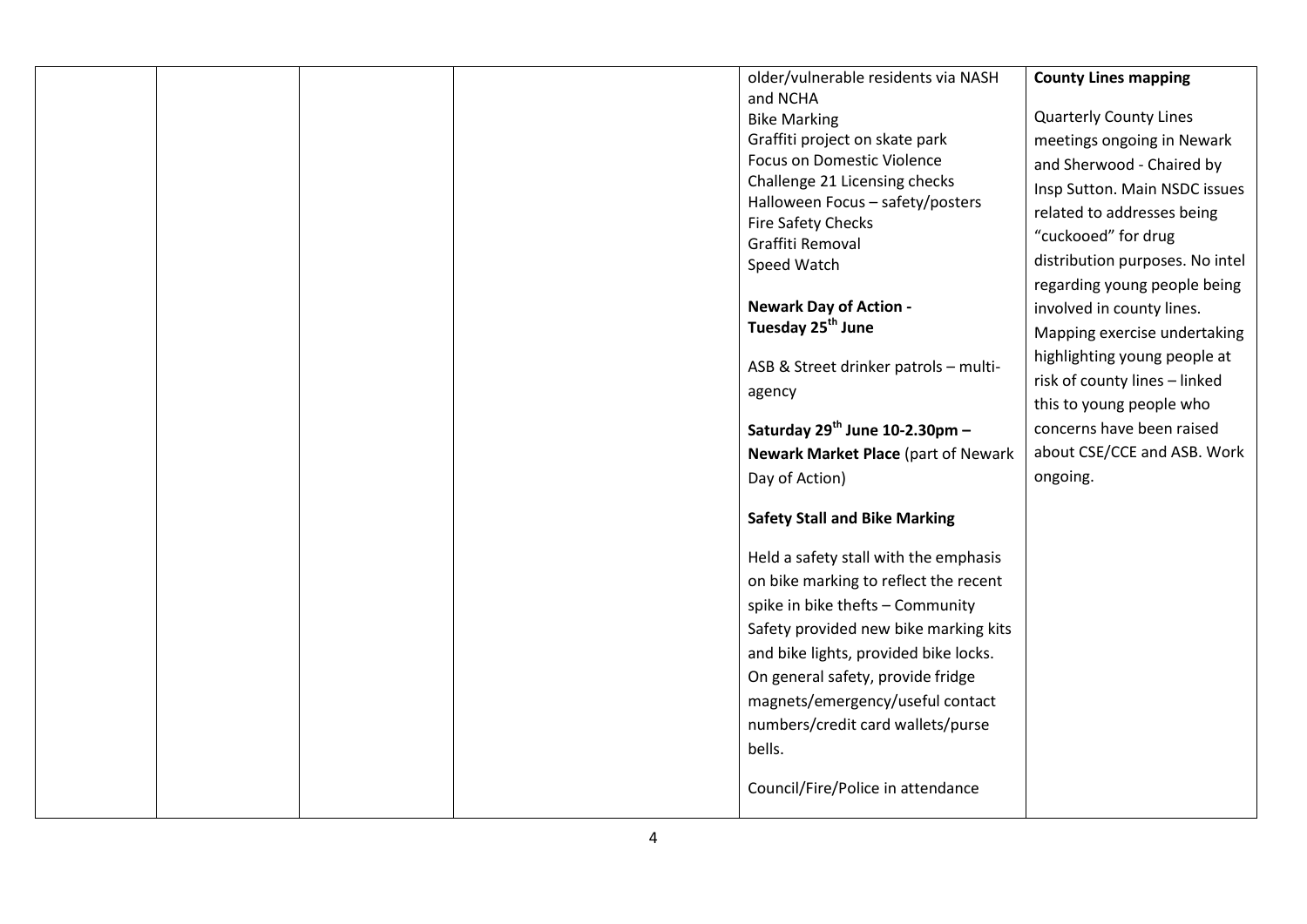| | | | | older/vulnerable residents via NASH and NCHA<br>Bike Marking<br>Graffiti project on skate park<br>Focus on Domestic Violence<br>Challenge 21 Licensing checks<br>Halloween Focus – safety/posters<br>Fire Safety Checks<br>Graffiti Removal<br>Speed Watch<br><br>**Newark Day of Action - Tuesday 25th June**<br><br>ASB & Street drinker patrols – multi-agency<br><br>**Saturday 29th June 10-2.30pm – Newark Market Place** (part of Newark Day of Action)<br><br>**Safety Stall and Bike Marking**<br><br>Held a safety stall with the emphasis on bike marking to reflect the recent spike in bike thefts – Community Safety provided new bike marking kits and bike lights, provided bike locks. On general safety, provide fridge magnets/emergency/useful contact numbers/credit card wallets/purse bells.<br><br>Council/Fire/Police in attendance | **County Lines mapping**<br><br>Quarterly County Lines meetings ongoing in Newark and Sherwood - Chaired by Insp Sutton. Main NSDC issues related to addresses being "cuckooed" for drug distribution purposes. No intel regarding young people being involved in county lines. Mapping exercise undertaking highlighting young people at risk of county lines – linked this to young people who concerns have been raised about CSE/CCE and ASB. Work ongoing. |
|---|---|---|---|---|---|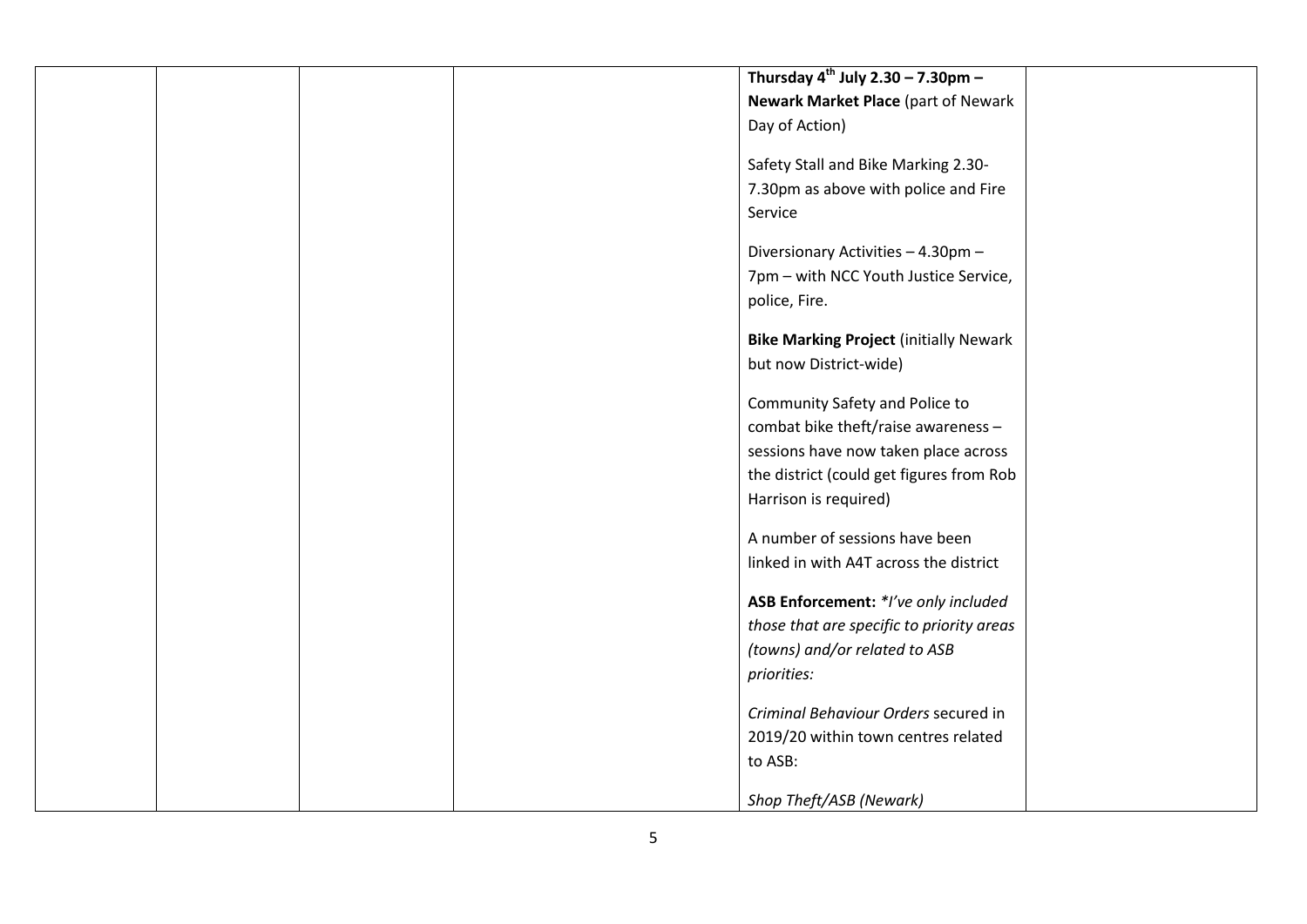| | | | | **Thursday 4th July 2.30 – 7.30pm – Newark Market Place** (part of Newark Day of Action)<br><br>Safety Stall and Bike Marking 2.30-7.30pm as above with police and Fire Service<br><br>Diversionary Activities – 4.30pm – 7pm – with NCC Youth Justice Service, police, Fire.<br><br>**Bike Marking Project** (initially Newark but now District-wide)<br><br>Community Safety and Police to combat bike theft/raise awareness – sessions have now taken place across the district (could get figures from Rob Harrison is required)<br><br>A number of sessions have been linked in with A4T across the district<br><br>**ASB Enforcement:** *\*I've only included those that are specific to priority areas (towns) and/or related to ASB priorities:*<br><br>*Criminal Behaviour Orders* secured in 2019/20 within town centres related to ASB:<br><br>*Shop Theft/ASB (Newark)* | |
|---|---|---|---|---|---|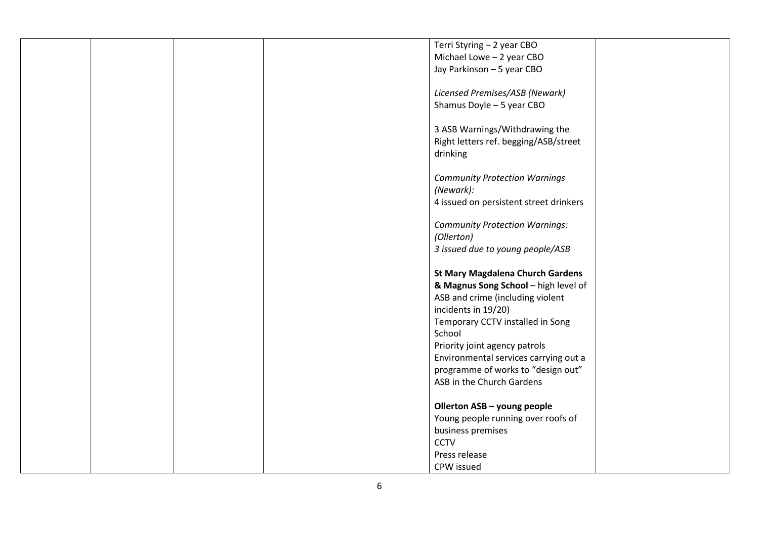|  |  |  |  | Terri Styring – 2 year CBO<br>Michael Lowe – 2 year CBO<br>Jay Parkinson – 5 year CBO<br><br>*Licensed Premises/ASB (Newark)*<br>Shamus Doyle – 5 year CBO<br><br>3 ASB Warnings/Withdrawing the Right letters ref. begging/ASB/street drinking<br><br>*Community Protection Warnings (Newark):*<br>4 issued on persistent street drinkers<br><br>*Community Protection Warnings: (Ollerton)*<br>*3 issued due to young people/ASB*<br><br>**St Mary Magdalena Church Gardens & Magnus Song School** – high level of ASB and crime (including violent incidents in 19/20)<br>Temporary CCTV installed in Song School<br>Priority joint agency patrols<br>Environmental services carrying out a programme of works to "design out" ASB in the Church Gardens<br><br>**Ollerton ASB – young people**<br>Young people running over roofs of business premises<br>CCTV<br>Press release<br>CPW issued |  |
|---|---|---|---|---|---|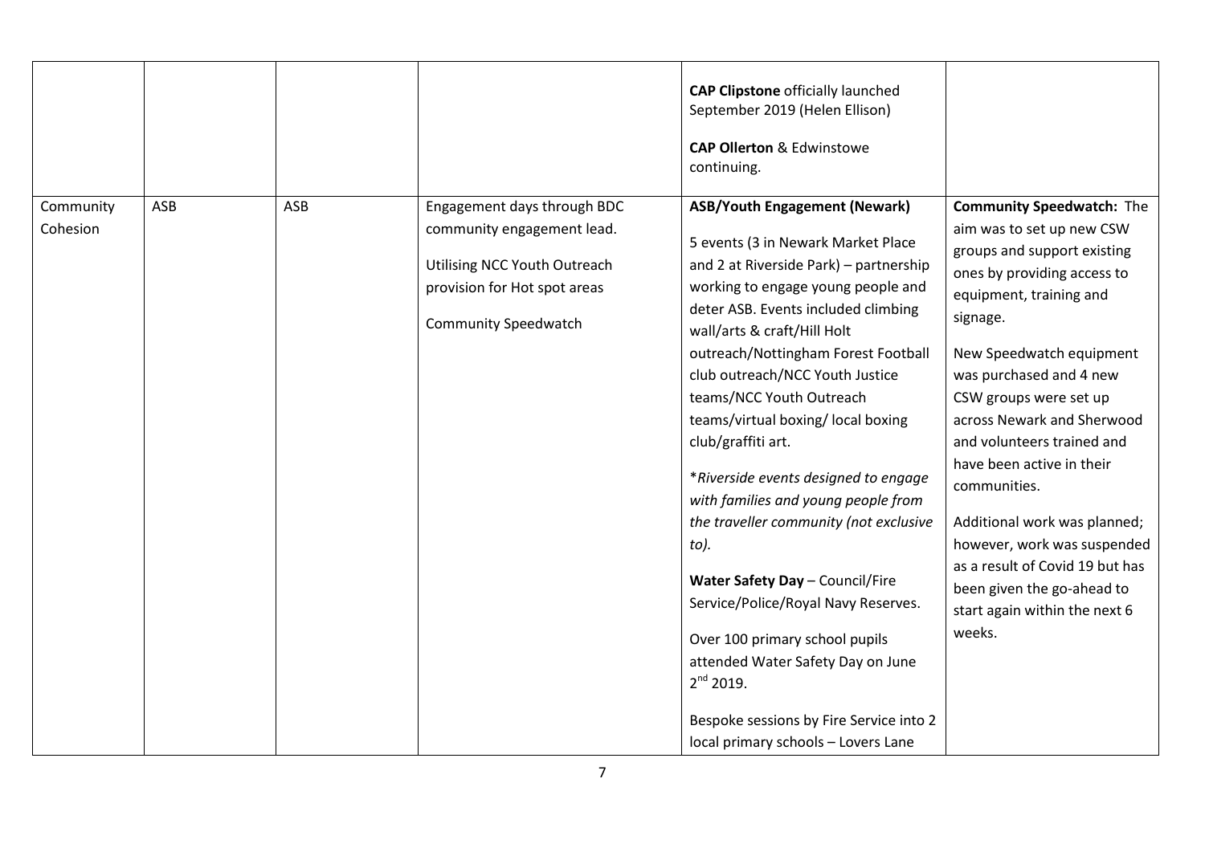| | | | | | |
|---|---|---|---|---|---|
| | | | | **CAP Clipstone** officially launched September 2019 (Helen Ellison)<br><br>**CAP Ollerton** & Edwinstowe continuing. | |
| Community Cohesion | ASB | ASB | Engagement days through BDC community engagement lead.<br><br>Utilising NCC Youth Outreach provision for Hot spot areas<br><br>Community Speedwatch | **ASB/Youth Engagement (Newark)**<br><br>5 events (3 in Newark Market Place and 2 at Riverside Park) – partnership working to engage young people and deter ASB. Events included climbing wall/arts & craft/Hill Holt outreach/Nottingham Forest Football club outreach/NCC Youth Justice teams/NCC Youth Outreach teams/virtual boxing/ local boxing club/graffiti art.<br><br>*\*Riverside events designed to engage with families and young people from the traveller community (not exclusive to).*<br><br>**Water Safety Day** – Council/Fire Service/Police/Royal Navy Reserves.<br><br>Over 100 primary school pupils attended Water Safety Day on June 2nd 2019.<br><br>Bespoke sessions by Fire Service into 2 local primary schools – Lovers Lane | **Community Speedwatch:** The aim was to set up new CSW groups and support existing ones by providing access to equipment, training and signage.<br><br>New Speedwatch equipment was purchased and 4 new CSW groups were set up across Newark and Sherwood and volunteers trained and have been active in their communities.<br><br>Additional work was planned; however, work was suspended as a result of Covid 19 but has been given the go-ahead to start again within the next 6 weeks. |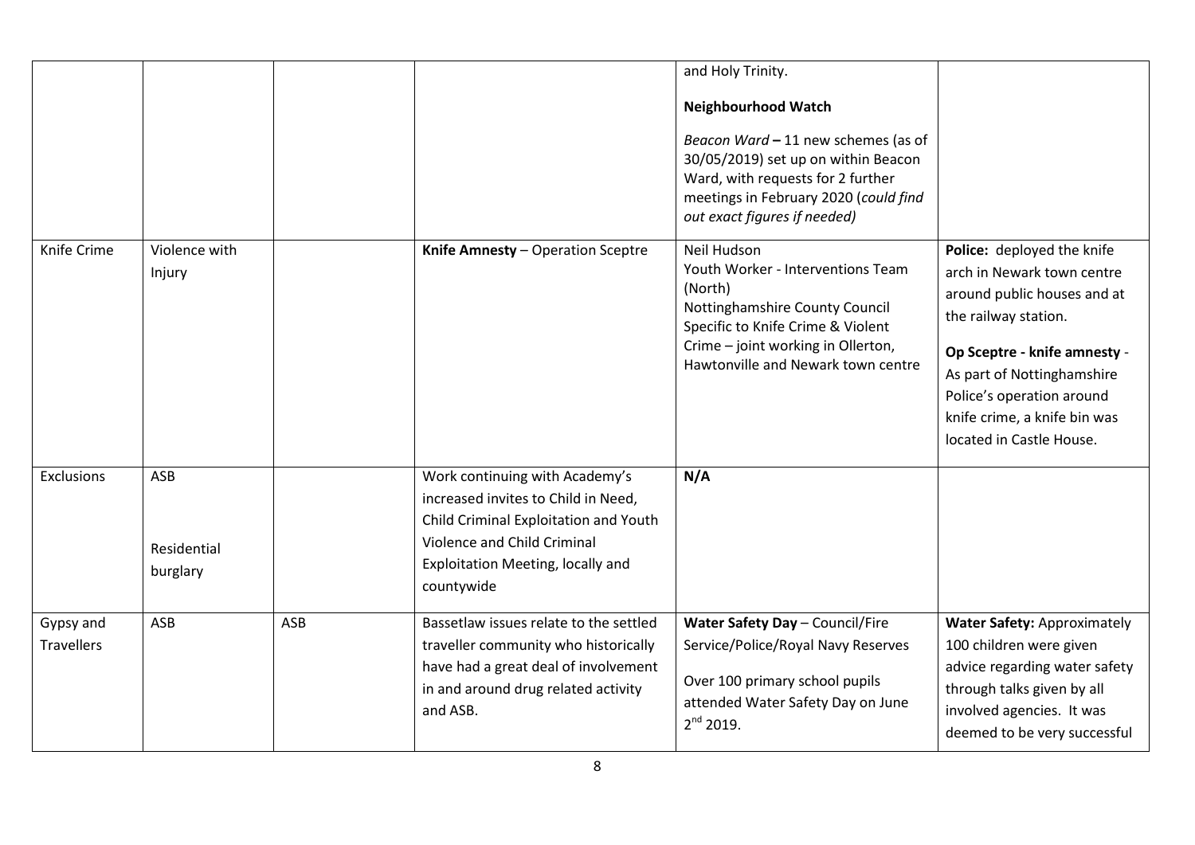| | | | | and Holy Trinity.<br><br>**Neighbourhood Watch**<br><br>*Beacon Ward* **–** 11 new schemes (as of 30/05/2019) set up on within Beacon Ward, with requests for 2 further meetings in February 2020 (*could find out exact figures if needed)* | |
|---|---|---|---|---|---|
| Knife Crime | Violence with Injury | | **Knife Amnesty** – Operation Sceptre | Neil Hudson<br>Youth Worker - Interventions Team (North)<br>Nottinghamshire County Council<br>Specific to Knife Crime & Violent Crime – joint working in Ollerton, Hawtonville and Newark town centre | **Police:** deployed the knife arch in Newark town centre around public houses and at the railway station.<br><br>**Op Sceptre - knife amnesty** - As part of Nottinghamshire Police's operation around knife crime, a knife bin was located in Castle House. |
| Exclusions | ASB<br><br>Residential burglary | | Work continuing with Academy's increased invites to Child in Need, Child Criminal Exploitation and Youth Violence and Child Criminal Exploitation Meeting, locally and countywide | **N/A** | |
| Gypsy and Travellers | ASB | ASB | Bassetlaw issues relate to the settled traveller community who historically have had a great deal of involvement in and around drug related activity and ASB. | **Water Safety Day** – Council/Fire Service/Police/Royal Navy Reserves<br><br>Over 100 primary school pupils attended Water Safety Day on June 2nd 2019. | **Water Safety:** Approximately 100 children were given advice regarding water safety through talks given by all involved agencies. It was deemed to be very successful |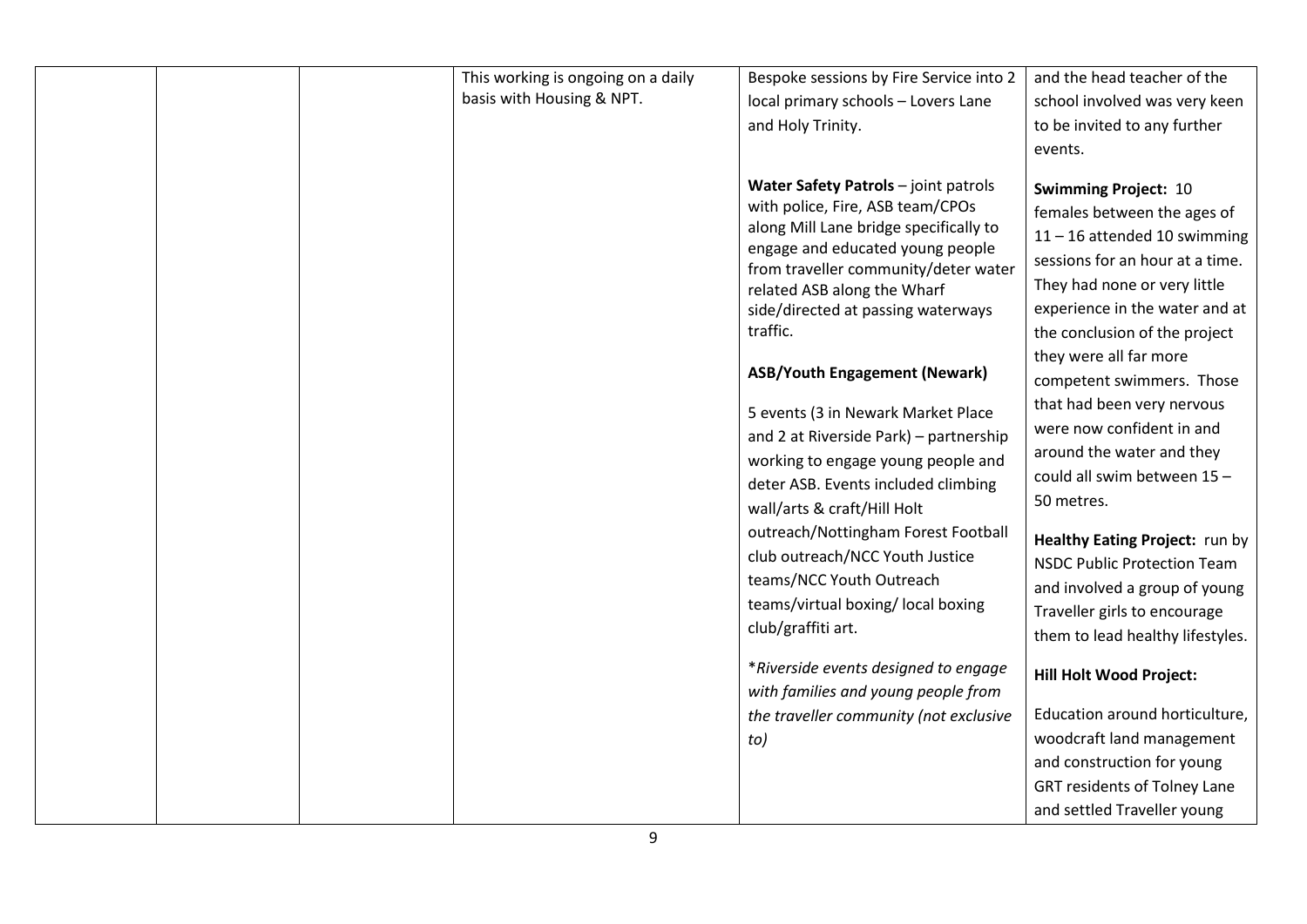| | | | | | |
|---|---|---|---|---|---|
| | | | This working is ongoing on a daily basis with Housing & NPT. | Bespoke sessions by Fire Service into 2 local primary schools – Lovers Lane and Holy Trinity.<br><br>**Water Safety Patrols** – joint patrols with police, Fire, ASB team/CPOs along Mill Lane bridge specifically to engage and educated young people from traveller community/deter water related ASB along the Wharf side/directed at passing waterways traffic.<br><br>**ASB/Youth Engagement (Newark)**<br><br>5 events (3 in Newark Market Place and 2 at Riverside Park) – partnership working to engage young people and deter ASB. Events included climbing wall/arts & craft/Hill Holt outreach/Nottingham Forest Football club outreach/NCC Youth Justice teams/NCC Youth Outreach teams/virtual boxing/ local boxing club/graffiti art.<br><br>**Riverside events designed to engage with families and young people from the traveller community (not exclusive to)* | and the head teacher of the school involved was very keen to be invited to any further events.<br><br>**Swimming Project:** 10 females between the ages of 11 – 16 attended 10 swimming sessions for an hour at a time. They had none or very little experience in the water and at the conclusion of the project they were all far more competent swimmers. Those that had been very nervous were now confident in and around the water and they could all swim between 15 – 50 metres.<br><br>**Healthy Eating Project:** run by NSDC Public Protection Team and involved a group of young Traveller girls to encourage them to lead healthy lifestyles.<br><br>**Hill Holt Wood Project:**<br><br>Education around horticulture, woodcraft land management and construction for young GRT residents of Tolney Lane and settled Traveller young |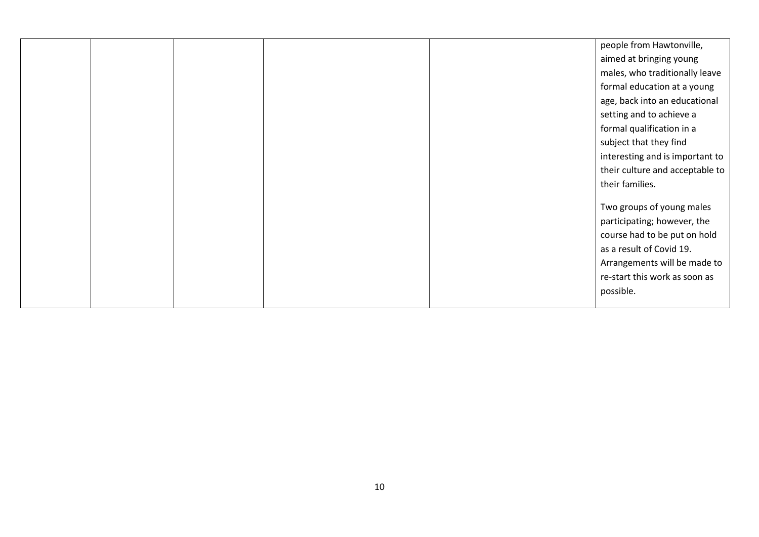| | | | | | |
|---|---|---|---|---|---|
| | | | | | people from Hawtonville, aimed at bringing young males, who traditionally leave formal education at a young age, back into an educational setting and to achieve a formal qualification in a subject that they find interesting and is important to their culture and acceptable to their families.<br><br>Two groups of young males participating; however, the course had to be put on hold as a result of Covid 19. Arrangements will be made to re-start this work as soon as possible. |